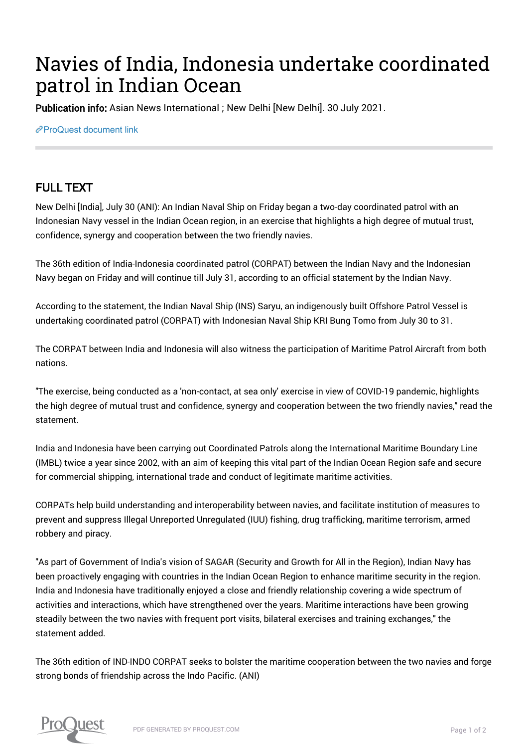# Navies of India, Indonesia undertake coordinated patrol in Indian Ocean

**Publication info:** Asian News International ; New Delhi [New Delhi]. 30 July 2021.

ProQuest document link

## FULL TEXT

New Delhi [India], July 30 (ANI): An Indian Naval Ship on Friday began a two-day coordinated patrol with an Indonesian Navy vessel in the Indian Ocean region, in an exercise that highlights a high degree of mutual trust, confidence, synergy and cooperation between the two friendly navies.

The 36th edition of India-Indonesia coordinated patrol (CORPAT) between the Indian Navy and the Indonesian Navy began on Friday and will continue till July 31, according to an official statement by the Indian Navy.

According to the statement, the Indian Naval Ship (INS) Saryu, an indigenously built Offshore Patrol Vessel is undertaking coordinated patrol (CORPAT) with Indonesian Naval Ship KRI Bung Tomo from July 30 to 31.

The CORPAT between India and Indonesia will also witness the participation of Maritime Patrol Aircraft from both nations.

"The exercise, being conducted as a 'non-contact, at sea only' exercise in view of COVID-19 pandemic, highlights the high degree of mutual trust and confidence, synergy and cooperation between the two friendly navies," read the statement.

India and Indonesia have been carrying out Coordinated Patrols along the International Maritime Boundary Line (IMBL) twice a year since 2002, with an aim of keeping this vital part of the Indian Ocean Region safe and secure for commercial shipping, international trade and conduct of legitimate maritime activities.

CORPATs help build understanding and interoperability between navies, and facilitate institution of measures to prevent and suppress Illegal Unreported Unregulated (IUU) fishing, drug trafficking, maritime terrorism, armed robbery and piracy.

"As part of Government of India's vision of SAGAR (Security and Growth for All in the Region), Indian Navy has been proactively engaging with countries in the Indian Ocean Region to enhance maritime security in the region. India and Indonesia have traditionally enjoyed a close and friendly relationship covering a wide spectrum of activities and interactions, which have strengthened over the years. Maritime interactions have been growing steadily between the two navies with frequent port visits, bilateral exercises and training exchanges," the statement added.

The 36th edition of IND-INDO CORPAT seeks to bolster the maritime cooperation between the two navies and forge strong bonds of friendship across the Indo Pacific. (ANI)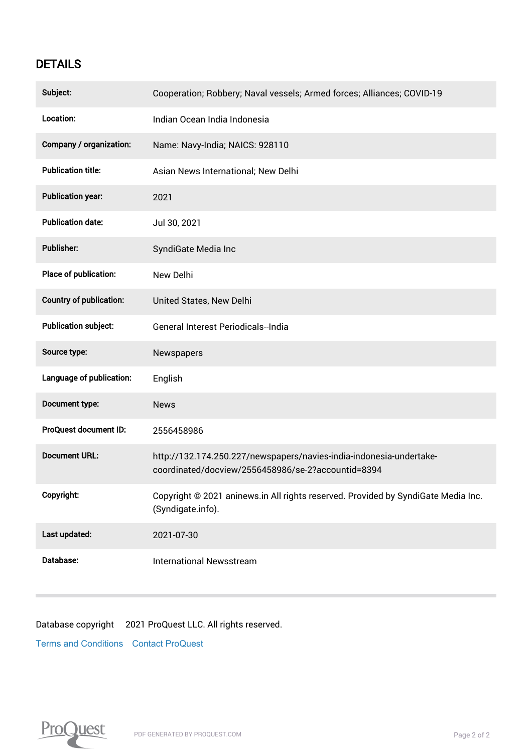## DETAILS

| | |
|---|---|
| **Subject:** | Cooperation; Robbery; Naval vessels; Armed forces; Alliances; COVID-19 |
| **Location:** | Indian Ocean India Indonesia |
| **Company / organization:** | Name: Navy-India; NAICS: 928110 |
| **Publication title:** | Asian News International; New Delhi |
| **Publication year:** | 2021 |
| **Publication date:** | Jul 30, 2021 |
| **Publisher:** | SyndiGate Media Inc |
| **Place of publication:** | New Delhi |
| **Country of publication:** | United States, New Delhi |
| **Publication subject:** | General Interest Periodicals--India |
| **Source type:** | Newspapers |
| **Language of publication:** | English |
| **Document type:** | News |
| **ProQuest document ID:** | 2556458986 |
| **Document URL:** | http://132.174.250.227/newspapers/navies-india-indonesia-undertake-coordinated/docview/2556458986/se-2?accountid=8394 |
| **Copyright:** | Copyright © 2021 aninews.in All rights reserved. Provided by SyndiGate Media Inc. (Syndigate.info). |
| **Last updated:** | 2021-07-30 |
| **Database:** | International Newsstream |

Database copyright 2021 ProQuest LLC. All rights reserved.

Terms and Conditions Contact ProQuest